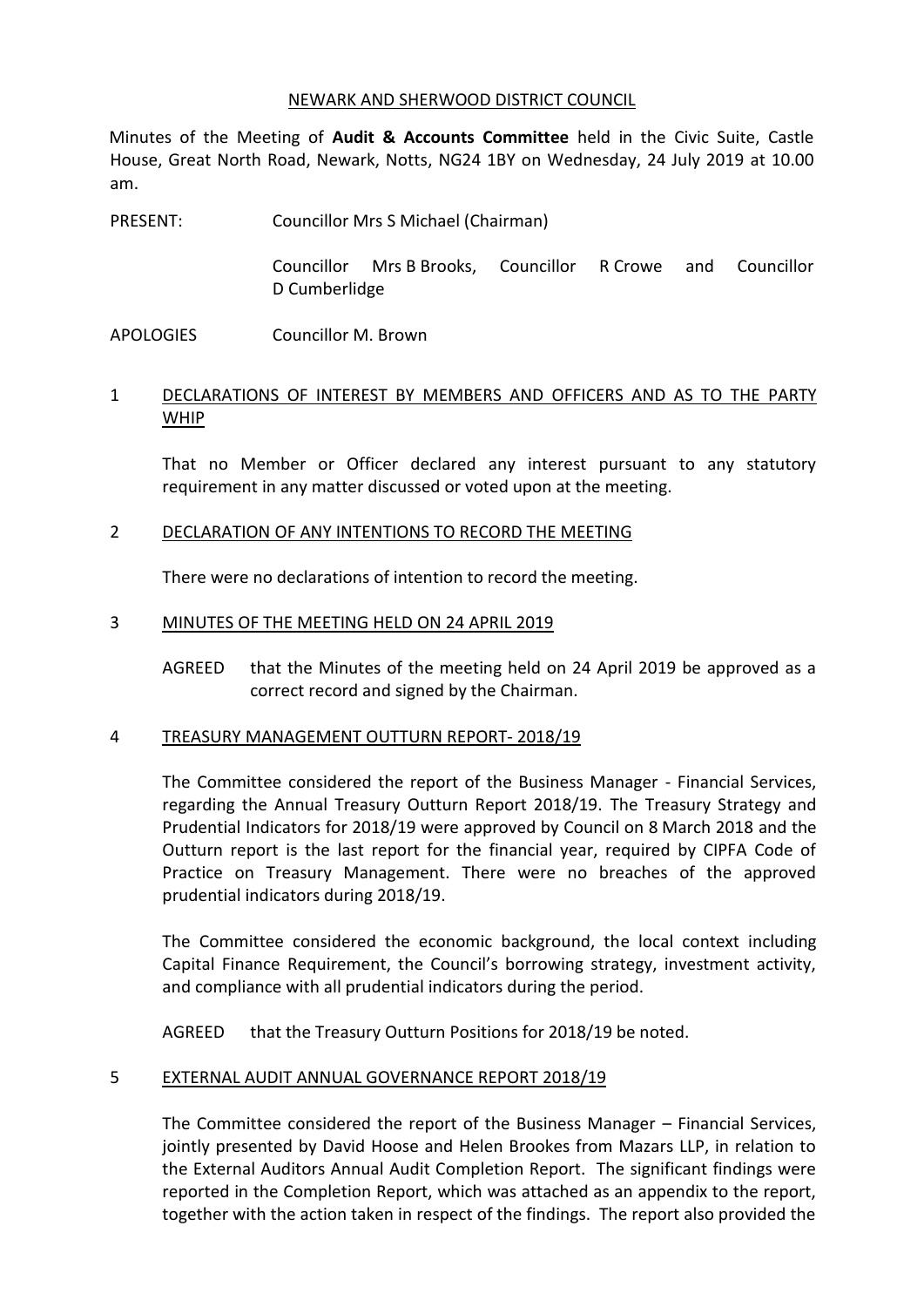NEWARK AND SHERWOOD DISTRICT COUNCIL

Minutes of the Meeting of **Audit & Accounts Committee** held in the Civic Suite, Castle House, Great North Road, Newark, Notts, NG24 1BY on Wednesday, 24 July 2019 at 10.00 am.

PRESENT: Councillor Mrs S Michael (Chairman)

Councillor Mrs B Brooks, Councillor R Crowe and Councillor D Cumberlidge

APOLOGIES Councillor M. Brown

## 1 DECLARATIONS OF INTEREST BY MEMBERS AND OFFICERS AND AS TO THE PARTY WHIP

That no Member or Officer declared any interest pursuant to any statutory requirement in any matter discussed or voted upon at the meeting.

## 2 DECLARATION OF ANY INTENTIONS TO RECORD THE MEETING

There were no declarations of intention to record the meeting.

## 3 MINUTES OF THE MEETING HELD ON 24 APRIL 2019

AGREED that the Minutes of the meeting held on 24 April 2019 be approved as a correct record and signed by the Chairman.

## 4 TREASURY MANAGEMENT OUTTURN REPORT- 2018/19

The Committee considered the report of the Business Manager - Financial Services, regarding the Annual Treasury Outturn Report 2018/19. The Treasury Strategy and Prudential Indicators for 2018/19 were approved by Council on 8 March 2018 and the Outturn report is the last report for the financial year, required by CIPFA Code of Practice on Treasury Management. There were no breaches of the approved prudential indicators during 2018/19.

The Committee considered the economic background, the local context including Capital Finance Requirement, the Council's borrowing strategy, investment activity, and compliance with all prudential indicators during the period.

AGREED that the Treasury Outturn Positions for 2018/19 be noted.

## 5 EXTERNAL AUDIT ANNUAL GOVERNANCE REPORT 2018/19

The Committee considered the report of the Business Manager – Financial Services, jointly presented by David Hoose and Helen Brookes from Mazars LLP, in relation to the External Auditors Annual Audit Completion Report. The significant findings were reported in the Completion Report, which was attached as an appendix to the report, together with the action taken in respect of the findings. The report also provided the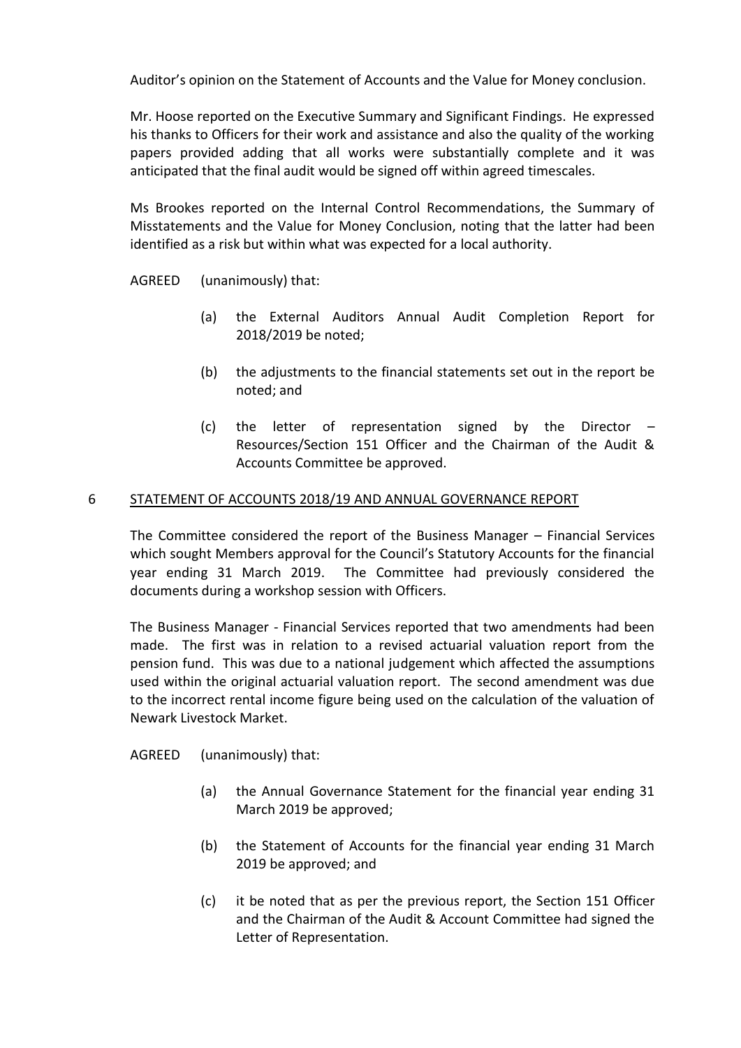Auditor's opinion on the Statement of Accounts and the Value for Money conclusion.

Mr. Hoose reported on the Executive Summary and Significant Findings. He expressed his thanks to Officers for their work and assistance and also the quality of the working papers provided adding that all works were substantially complete and it was anticipated that the final audit would be signed off within agreed timescales.

Ms Brookes reported on the Internal Control Recommendations, the Summary of Misstatements and the Value for Money Conclusion, noting that the latter had been identified as a risk but within what was expected for a local authority.

AGREED (unanimously) that:

(a) the External Auditors Annual Audit Completion Report for 2018/2019 be noted;

(b) the adjustments to the financial statements set out in the report be noted; and

(c) the letter of representation signed by the Director – Resources/Section 151 Officer and the Chairman of the Audit & Accounts Committee be approved.

## 6 STATEMENT OF ACCOUNTS 2018/19 AND ANNUAL GOVERNANCE REPORT

The Committee considered the report of the Business Manager – Financial Services which sought Members approval for the Council's Statutory Accounts for the financial year ending 31 March 2019. The Committee had previously considered the documents during a workshop session with Officers.

The Business Manager - Financial Services reported that two amendments had been made. The first was in relation to a revised actuarial valuation report from the pension fund. This was due to a national judgement which affected the assumptions used within the original actuarial valuation report. The second amendment was due to the incorrect rental income figure being used on the calculation of the valuation of Newark Livestock Market.

AGREED (unanimously) that:

(a) the Annual Governance Statement for the financial year ending 31 March 2019 be approved;

(b) the Statement of Accounts for the financial year ending 31 March 2019 be approved; and

(c) it be noted that as per the previous report, the Section 151 Officer and the Chairman of the Audit & Account Committee had signed the Letter of Representation.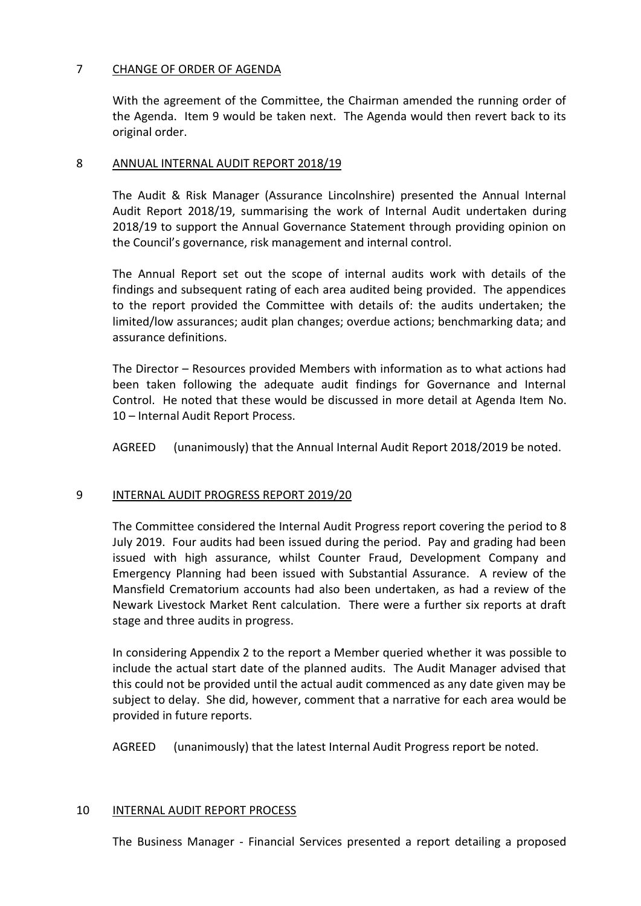## 7 CHANGE OF ORDER OF AGENDA

With the agreement of the Committee, the Chairman amended the running order of the Agenda. Item 9 would be taken next. The Agenda would then revert back to its original order.

## 8 ANNUAL INTERNAL AUDIT REPORT 2018/19

The Audit & Risk Manager (Assurance Lincolnshire) presented the Annual Internal Audit Report 2018/19, summarising the work of Internal Audit undertaken during 2018/19 to support the Annual Governance Statement through providing opinion on the Council's governance, risk management and internal control.

The Annual Report set out the scope of internal audits work with details of the findings and subsequent rating of each area audited being provided. The appendices to the report provided the Committee with details of: the audits undertaken; the limited/low assurances; audit plan changes; overdue actions; benchmarking data; and assurance definitions.

The Director – Resources provided Members with information as to what actions had been taken following the adequate audit findings for Governance and Internal Control. He noted that these would be discussed in more detail at Agenda Item No. 10 – Internal Audit Report Process.

AGREED (unanimously) that the Annual Internal Audit Report 2018/2019 be noted.

## 9 INTERNAL AUDIT PROGRESS REPORT 2019/20

The Committee considered the Internal Audit Progress report covering the period to 8 July 2019. Four audits had been issued during the period. Pay and grading had been issued with high assurance, whilst Counter Fraud, Development Company and Emergency Planning had been issued with Substantial Assurance. A review of the Mansfield Crematorium accounts had also been undertaken, as had a review of the Newark Livestock Market Rent calculation. There were a further six reports at draft stage and three audits in progress.

In considering Appendix 2 to the report a Member queried whether it was possible to include the actual start date of the planned audits. The Audit Manager advised that this could not be provided until the actual audit commenced as any date given may be subject to delay. She did, however, comment that a narrative for each area would be provided in future reports.

AGREED (unanimously) that the latest Internal Audit Progress report be noted.

## 10 INTERNAL AUDIT REPORT PROCESS

The Business Manager - Financial Services presented a report detailing a proposed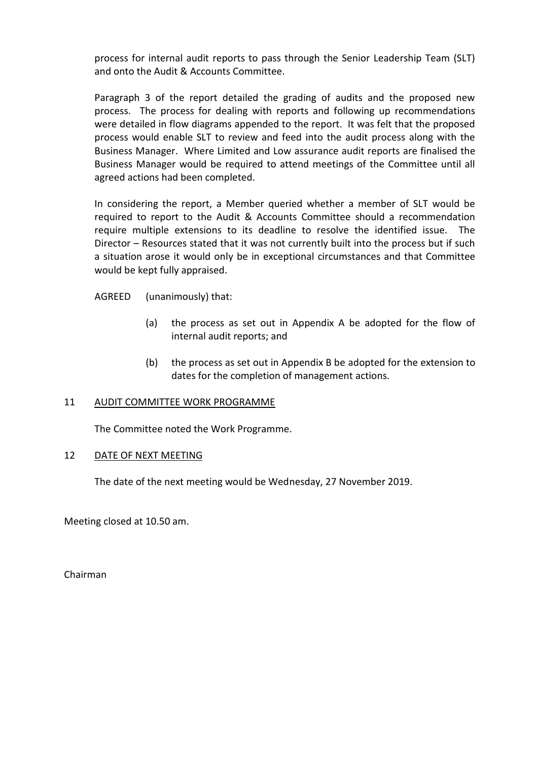process for internal audit reports to pass through the Senior Leadership Team (SLT) and onto the Audit & Accounts Committee.

Paragraph 3 of the report detailed the grading of audits and the proposed new process. The process for dealing with reports and following up recommendations were detailed in flow diagrams appended to the report. It was felt that the proposed process would enable SLT to review and feed into the audit process along with the Business Manager. Where Limited and Low assurance audit reports are finalised the Business Manager would be required to attend meetings of the Committee until all agreed actions had been completed.

In considering the report, a Member queried whether a member of SLT would be required to report to the Audit & Accounts Committee should a recommendation require multiple extensions to its deadline to resolve the identified issue. The Director – Resources stated that it was not currently built into the process but if such a situation arose it would only be in exceptional circumstances and that Committee would be kept fully appraised.

AGREED (unanimously) that:

(a) the process as set out in Appendix A be adopted for the flow of internal audit reports; and

(b) the process as set out in Appendix B be adopted for the extension to dates for the completion of management actions.

## 11 AUDIT COMMITTEE WORK PROGRAMME

The Committee noted the Work Programme.

## 12 DATE OF NEXT MEETING

The date of the next meeting would be Wednesday, 27 November 2019.

Meeting closed at 10.50 am.

Chairman